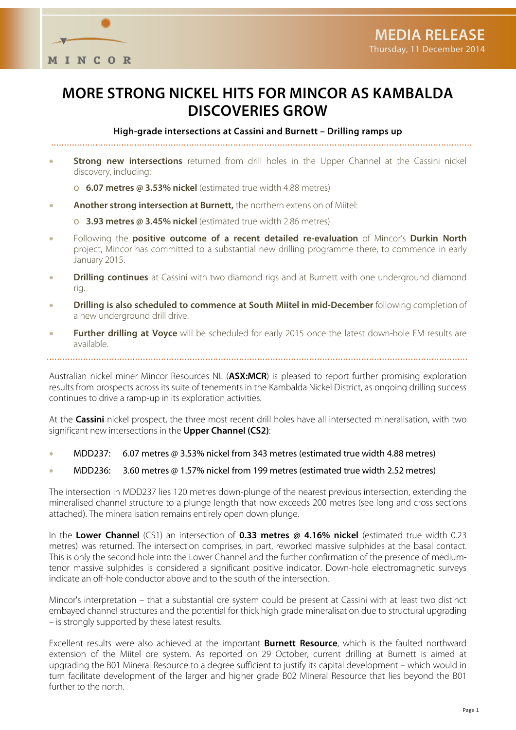MINCOR

**MEDIA RELEASE**
Thursday, 11 December 2014

# MORE STRONG NICKEL HITS FOR MINCOR AS KAMBALDA DISCOVERIES GROW

**High-grade intersections at Cassini and Burnett – Drilling ramps up**

- **Strong new intersections** returned from drill holes in the Upper Channel at the Cassini nickel discovery, including:
  - **6.07 metres @ 3.53% nickel** (estimated true width 4.88 metres)
- **Another strong intersection at Burnett,** the northern extension of Miitel:
  - **3.93 metres @ 3.45% nickel** (estimated true width 2.86 metres)
- Following the **positive outcome of a recent detailed re-evaluation** of Mincor's **Durkin North** project, Mincor has committed to a substantial new drilling programme there, to commence in early January 2015.
- **Drilling continues** at Cassini with two diamond rigs and at Burnett with one underground diamond rig.
- **Drilling is also scheduled to commence at South Miitel in mid-December** following completion of a new underground drill drive.
- **Further drilling at Voyce** will be scheduled for early 2015 once the latest down-hole EM results are available.

Australian nickel miner Mincor Resources NL (**ASX:MCR**) is pleased to report further promising exploration results from prospects across its suite of tenements in the Kambalda Nickel District, as ongoing drilling success continues to drive a ramp-up in its exploration activities.

At the **Cassini** nickel prospect, the three most recent drill holes have all intersected mineralisation, with two significant new intersections in the **Upper Channel (CS2)**:

- MDD237: 6.07 metres @ 3.53% nickel from 343 metres (estimated true width 4.88 metres)
- MDD236: 3.60 metres @ 1.57% nickel from 199 metres (estimated true width 2.52 metres)

The intersection in MDD237 lies 120 metres down-plunge of the nearest previous intersection, extending the mineralised channel structure to a plunge length that now exceeds 200 metres (see long and cross sections attached). The mineralisation remains entirely open down plunge.

In the **Lower Channel** (CS1) an intersection of **0.33 metres @ 4.16% nickel** (estimated true width 0.23 metres) was returned. The intersection comprises, in part, reworked massive sulphides at the basal contact. This is only the second hole into the Lower Channel and the further confirmation of the presence of medium-tenor massive sulphides is considered a significant positive indicator. Down-hole electromagnetic surveys indicate an off-hole conductor above and to the south of the intersection.

Mincor's interpretation – that a substantial ore system could be present at Cassini with at least two distinct embayed channel structures and the potential for thick high-grade mineralisation due to structural upgrading – is strongly supported by these latest results.

Excellent results were also achieved at the important **Burnett Resource**, which is the faulted northward extension of the Miitel ore system. As reported on 29 October, current drilling at Burnett is aimed at upgrading the B01 Mineral Resource to a degree sufficient to justify its capital development – which would in turn facilitate development of the larger and higher grade B02 Mineral Resource that lies beyond the B01 further to the north.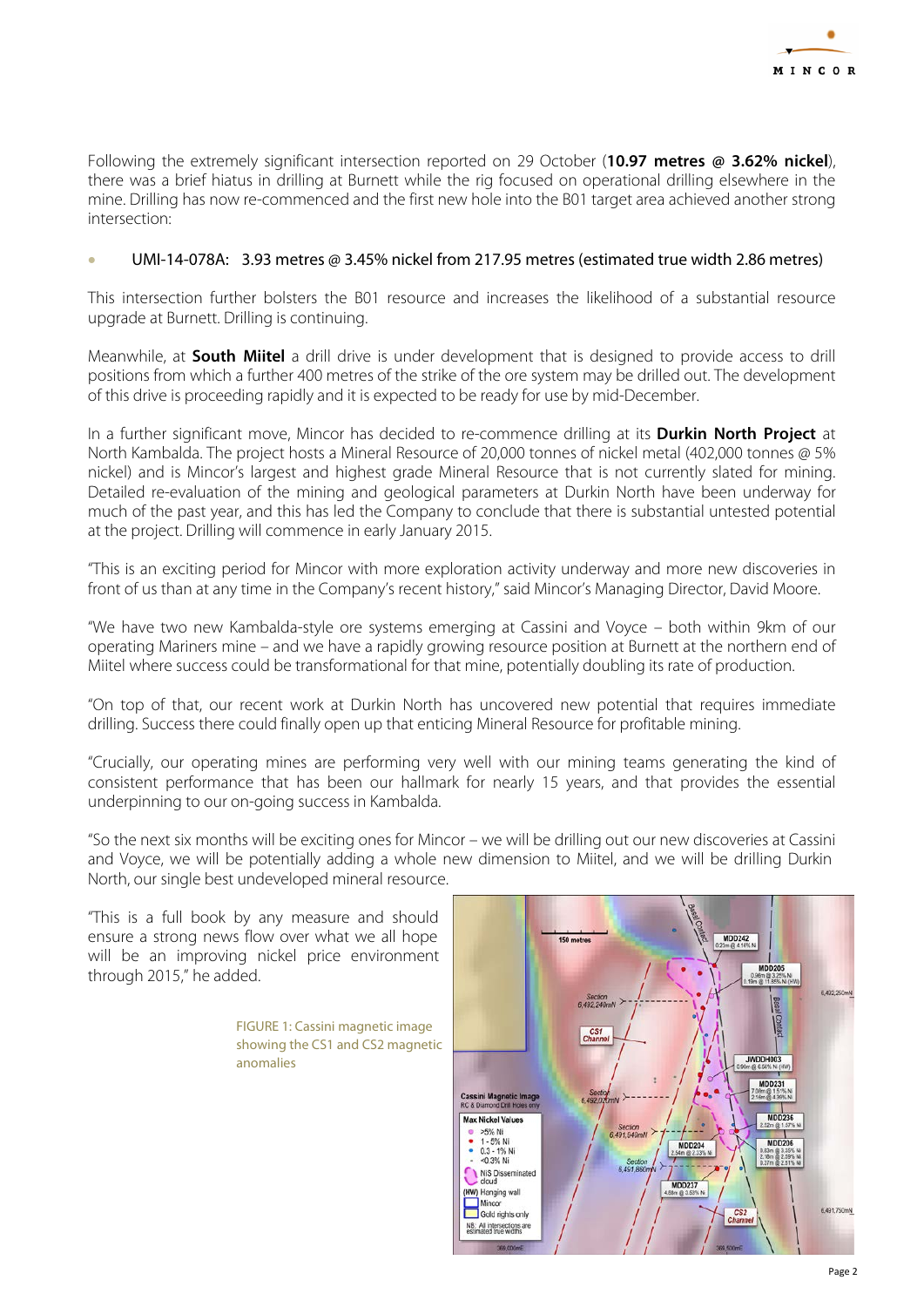Following the extremely significant intersection reported on 29 October (**10.97 metres @ 3.62% nickel**), there was a brief hiatus in drilling at Burnett while the rig focused on operational drilling elsewhere in the mine. Drilling has now re-commenced and the first new hole into the B01 target area achieved another strong intersection:

- UMI-14-078A: 3.93 metres @ 3.45% nickel from 217.95 metres (estimated true width 2.86 metres)

This intersection further bolsters the B01 resource and increases the likelihood of a substantial resource upgrade at Burnett. Drilling is continuing.

Meanwhile, at **South Miitel** a drill drive is under development that is designed to provide access to drill positions from which a further 400 metres of the strike of the ore system may be drilled out. The development of this drive is proceeding rapidly and it is expected to be ready for use by mid-December.

In a further significant move, Mincor has decided to re-commence drilling at its **Durkin North Project** at North Kambalda. The project hosts a Mineral Resource of 20,000 tonnes of nickel metal (402,000 tonnes @ 5% nickel) and is Mincor's largest and highest grade Mineral Resource that is not currently slated for mining. Detailed re-evaluation of the mining and geological parameters at Durkin North have been underway for much of the past year, and this has led the Company to conclude that there is substantial untested potential at the project. Drilling will commence in early January 2015.

"This is an exciting period for Mincor with more exploration activity underway and more new discoveries in front of us than at any time in the Company's recent history," said Mincor's Managing Director, David Moore.

"We have two new Kambalda-style ore systems emerging at Cassini and Voyce – both within 9km of our operating Mariners mine – and we have a rapidly growing resource position at Burnett at the northern end of Miitel where success could be transformational for that mine, potentially doubling its rate of production.

"On top of that, our recent work at Durkin North has uncovered new potential that requires immediate drilling. Success there could finally open up that enticing Mineral Resource for profitable mining.

"Crucially, our operating mines are performing very well with our mining teams generating the kind of consistent performance that has been our hallmark for nearly 15 years, and that provides the essential underpinning to our on-going success in Kambalda.

"So the next six months will be exciting ones for Mincor – we will be drilling out our new discoveries at Cassini and Voyce, we will be potentially adding a whole new dimension to Miitel, and we will be drilling Durkin North, our single best undeveloped mineral resource.

"This is a full book by any measure and should ensure a strong news flow over what we all hope will be an improving nickel price environment through 2015," he added.

FIGURE 1: Cassini magnetic image showing the CS1 and CS2 magnetic anomalies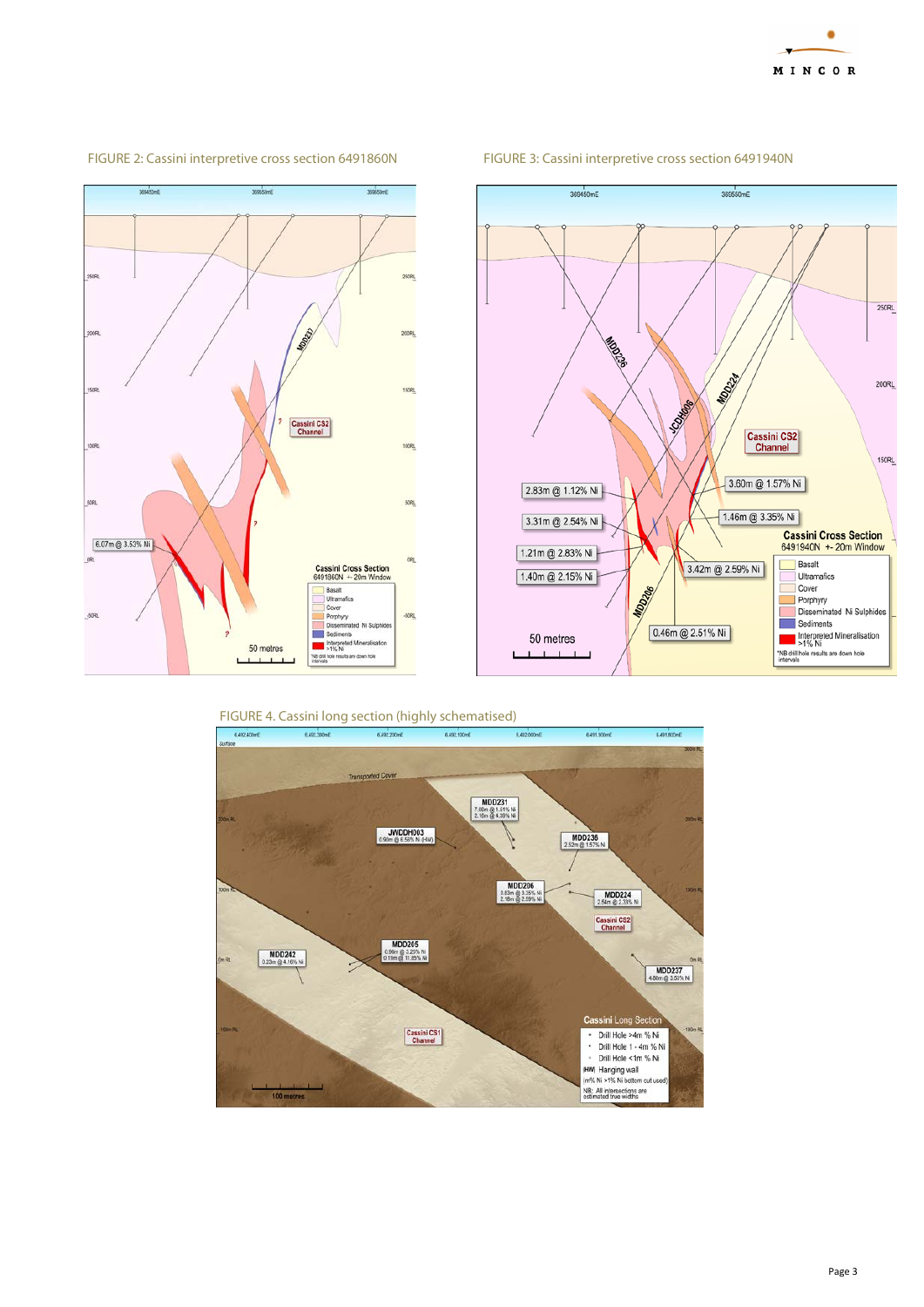FIGURE 2: Cassini interpretive cross section 6491860N

FIGURE 3: Cassini interpretive cross section 6491940N

FIGURE 4. Cassini long section (highly schematised)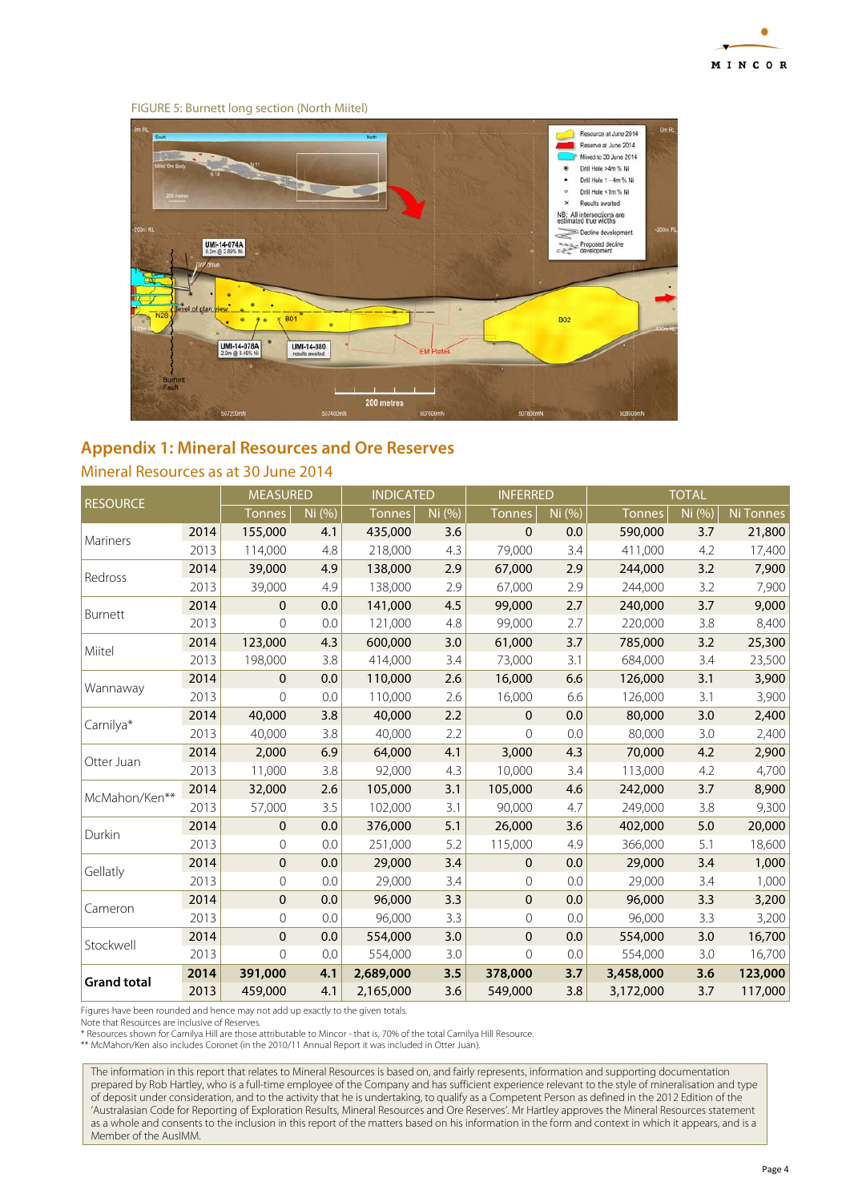FIGURE 5: Burnett long section (North Miitel)

## Appendix 1: Mineral Resources and Ore Reserves

### Mineral Resources as at 30 June 2014

| RESOURCE | | MEASURED | | INDICATED | | INFERRED | | TOTAL | | |
|---|---|---|---|---|---|---|---|---|---|---|
| | | Tonnes | Ni (%) | Tonnes | Ni (%) | Tonnes | Ni (%) | Tonnes | Ni (%) | Ni Tonnes |
| Mariners | 2014 | 155,000 | 4.1 | 435,000 | 3.6 | 0 | 0.0 | 590,000 | 3.7 | 21,800 |
| | 2013 | 114,000 | 4.8 | 218,000 | 4.3 | 79,000 | 3.4 | 411,000 | 4.2 | 17,400 |
| Redross | 2014 | 39,000 | 4.9 | 138,000 | 2.9 | 67,000 | 2.9 | 244,000 | 3.2 | 7,900 |
| | 2013 | 39,000 | 4.9 | 138,000 | 2.9 | 67,000 | 2.9 | 244,000 | 3.2 | 7,900 |
| Burnett | 2014 | 0 | 0.0 | 141,000 | 4.5 | 99,000 | 2.7 | 240,000 | 3.7 | 9,000 |
| | 2013 | 0 | 0.0 | 121,000 | 4.8 | 99,000 | 2.7 | 220,000 | 3.8 | 8,400 |
| Miitel | 2014 | 123,000 | 4.3 | 600,000 | 3.0 | 61,000 | 3.7 | 785,000 | 3.2 | 25,300 |
| | 2013 | 198,000 | 3.8 | 414,000 | 3.4 | 73,000 | 3.1 | 684,000 | 3.4 | 23,500 |
| Wannaway | 2014 | 0 | 0.0 | 110,000 | 2.6 | 16,000 | 6.6 | 126,000 | 3.1 | 3,900 |
| | 2013 | 0 | 0.0 | 110,000 | 2.6 | 16,000 | 6.6 | 126,000 | 3.1 | 3,900 |
| Carnilya* | 2014 | 40,000 | 3.8 | 40,000 | 2.2 | 0 | 0.0 | 80,000 | 3.0 | 2,400 |
| | 2013 | 40,000 | 3.8 | 40,000 | 2.2 | 0 | 0.0 | 80,000 | 3.0 | 2,400 |
| Otter Juan | 2014 | 2,000 | 6.9 | 64,000 | 4.1 | 3,000 | 4.3 | 70,000 | 4.2 | 2,900 |
| | 2013 | 11,000 | 3.8 | 92,000 | 4.3 | 10,000 | 3.4 | 113,000 | 4.2 | 4,700 |
| McMahon/Ken** | 2014 | 32,000 | 2.6 | 105,000 | 3.1 | 105,000 | 4.6 | 242,000 | 3.7 | 8,900 |
| | 2013 | 57,000 | 3.5 | 102,000 | 3.1 | 90,000 | 4.7 | 249,000 | 3.8 | 9,300 |
| Durkin | 2014 | 0 | 0.0 | 376,000 | 5.1 | 26,000 | 3.6 | 402,000 | 5.0 | 20,000 |
| | 2013 | 0 | 0.0 | 251,000 | 5.2 | 115,000 | 4.9 | 366,000 | 5.1 | 18,600 |
| Gellatly | 2014 | 0 | 0.0 | 29,000 | 3.4 | 0 | 0.0 | 29,000 | 3.4 | 1,000 |
| | 2013 | 0 | 0.0 | 29,000 | 3.4 | 0 | 0.0 | 29,000 | 3.4 | 1,000 |
| Cameron | 2014 | 0 | 0.0 | 96,000 | 3.3 | 0 | 0.0 | 96,000 | 3.3 | 3,200 |
| | 2013 | 0 | 0.0 | 96,000 | 3.3 | 0 | 0.0 | 96,000 | 3.3 | 3,200 |
| Stockwell | 2014 | 0 | 0.0 | 554,000 | 3.0 | 0 | 0.0 | 554,000 | 3.0 | 16,700 |
| | 2013 | 0 | 0.0 | 554,000 | 3.0 | 0 | 0.0 | 554,000 | 3.0 | 16,700 |
| **Grand total** | **2014** | **391,000** | **4.1** | **2,689,000** | **3.5** | **378,000** | **3.7** | **3,458,000** | **3.6** | **123,000** |
| | 2013 | 459,000 | 4.1 | 2,165,000 | 3.6 | 549,000 | 3.8 | 3,172,000 | 3.7 | 117,000 |

Figures have been rounded and hence may not add up exactly to the given totals.
Note that Resources are inclusive of Reserves.
* Resources shown for Carnilya Hill are those attributable to Mincor - that is, 70% of the total Carnilya Hill Resource.
** McMahon/Ken also includes Coronet (in the 2010/11 Annual Report it was included in Otter Juan).

The information in this report that relates to Mineral Resources is based on, and fairly represents, information and supporting documentation prepared by Rob Hartley, who is a full-time employee of the Company and has sufficient experience relevant to the style of mineralisation and type of deposit under consideration, and to the activity that he is undertaking, to qualify as a Competent Person as defined in the 2012 Edition of the 'Australasian Code for Reporting of Exploration Results, Mineral Resources and Ore Reserves'. Mr Hartley approves the Mineral Resources statement as a whole and consents to the inclusion in this report of the matters based on his information in the form and context in which it appears, and is a Member of the AusIMM.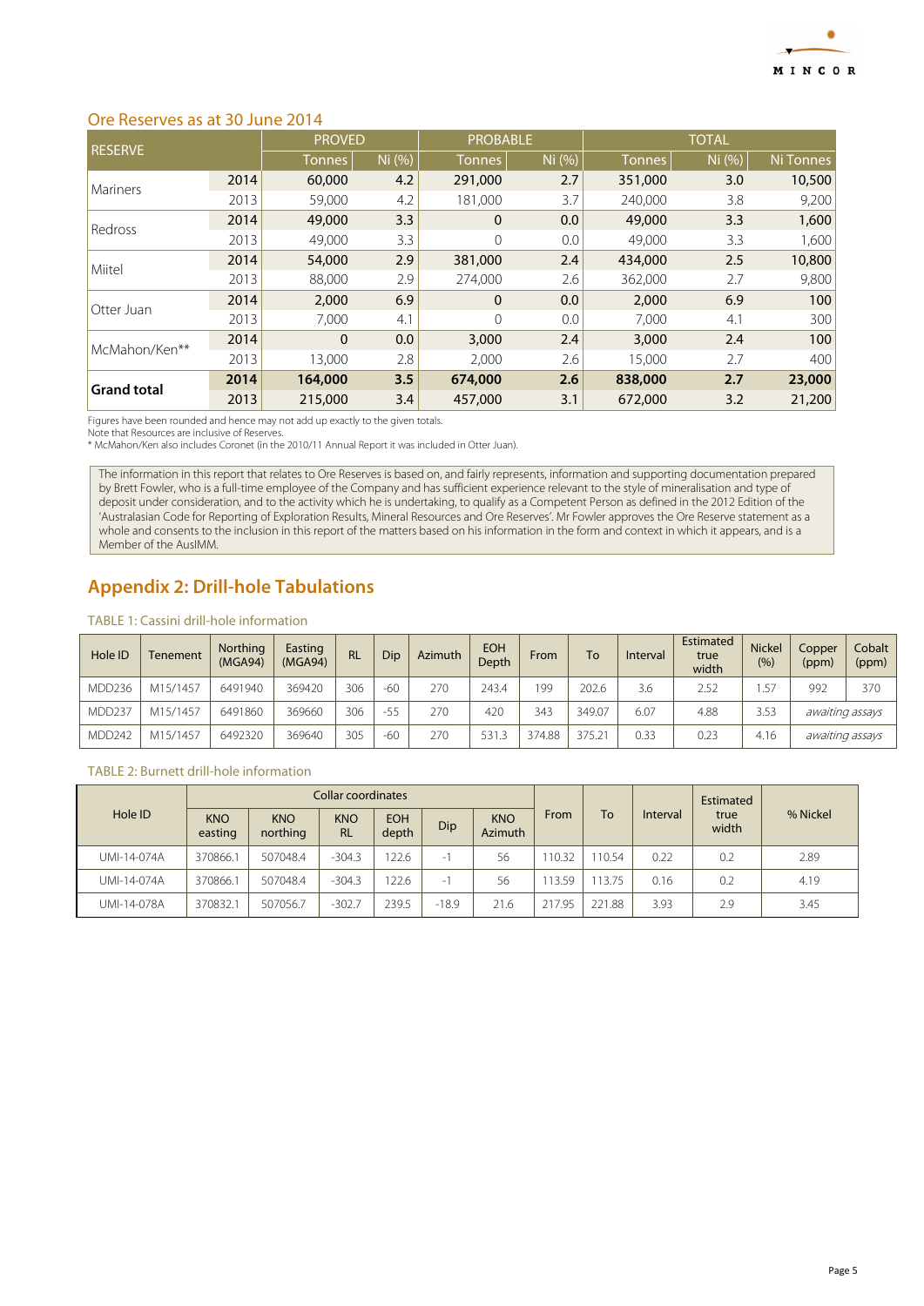## Ore Reserves as at 30 June 2014

| RESERVE | | PROVED | | PROBABLE | | TOTAL | | |
|---|---|---|---|---|---|---|---|---|
| | | Tonnes | Ni (%) | Tonnes | Ni (%) | Tonnes | Ni (%) | Ni Tonnes |
| Mariners | 2014 | 60,000 | 4.2 | 291,000 | 2.7 | 351,000 | 3.0 | 10,500 |
| | 2013 | 59,000 | 4.2 | 181,000 | 3.7 | 240,000 | 3.8 | 9,200 |
| Redross | 2014 | 49,000 | 3.3 | 0 | 0.0 | 49,000 | 3.3 | 1,600 |
| | 2013 | 49,000 | 3.3 | 0 | 0.0 | 49,000 | 3.3 | 1,600 |
| Miitel | 2014 | 54,000 | 2.9 | 381,000 | 2.4 | 434,000 | 2.5 | 10,800 |
| | 2013 | 88,000 | 2.9 | 274,000 | 2.6 | 362,000 | 2.7 | 9,800 |
| Otter Juan | 2014 | 2,000 | 6.9 | 0 | 0.0 | 2,000 | 6.9 | 100 |
| | 2013 | 7,000 | 4.1 | 0 | 0.0 | 7,000 | 4.1 | 300 |
| McMahon/Ken** | 2014 | 0 | 0.0 | 3,000 | 2.4 | 3,000 | 2.4 | 100 |
| | 2013 | 13,000 | 2.8 | 2,000 | 2.6 | 15,000 | 2.7 | 400 |
| **Grand total** | **2014** | **164,000** | **3.5** | **674,000** | **2.6** | **838,000** | **2.7** | **23,000** |
| | 2013 | 215,000 | 3.4 | 457,000 | 3.1 | 672,000 | 3.2 | 21,200 |

Figures have been rounded and hence may not add up exactly to the given totals.
Note that Resources are inclusive of Reserves.
* McMahon/Ken also includes Coronet (in the 2010/11 Annual Report it was included in Otter Juan).

The information in this report that relates to Ore Reserves is based on, and fairly represents, information and supporting documentation prepared by Brett Fowler, who is a full-time employee of the Company and has sufficient experience relevant to the style of mineralisation and type of deposit under consideration, and to the activity which he is undertaking, to qualify as a Competent Person as defined in the 2012 Edition of the 'Australasian Code for Reporting of Exploration Results, Mineral Resources and Ore Reserves'. Mr Fowler approves the Ore Reserve statement as a whole and consents to the inclusion in this report of the matters based on his information in the form and context in which it appears, and is a Member of the AusIMM.

## Appendix 2: Drill-hole Tabulations

TABLE 1: Cassini drill-hole information

| Hole ID | Tenement | Northing (MGA94) | Easting (MGA94) | RL | Dip | Azimuth | EOH Depth | From | To | Interval | Estimated true width | Nickel (%) | Copper (ppm) | Cobalt (ppm) |
|---|---|---|---|---|---|---|---|---|---|---|---|---|---|---|
| MDD236 | M15/1457 | 6491940 | 369420 | 306 | -60 | 270 | 243.4 | 199 | 202.6 | 3.6 | 2.52 | 1.57 | 992 | 370 |
| MDD237 | M15/1457 | 6491860 | 369660 | 306 | -55 | 270 | 420 | 343 | 349.07 | 6.07 | 4.88 | 3.53 | *awaiting assays* | |
| MDD242 | M15/1457 | 6492320 | 369640 | 305 | -60 | 270 | 531.3 | 374.88 | 375.21 | 0.33 | 0.23 | 4.16 | *awaiting assays* | |

TABLE 2: Burnett drill-hole information

| Hole ID | Collar coordinates | | | | | | From | To | Interval | Estimated true width | % Nickel |
|---|---|---|---|---|---|---|---|---|---|---|---|
| | KNO easting | KNO northing | KNO RL | EOH depth | Dip | KNO Azimuth | | | | | |
| UMI-14-074A | 370866.1 | 507048.4 | -304.3 | 122.6 | -1 | 56 | 110.32 | 110.54 | 0.22 | 0.2 | 2.89 |
| UMI-14-074A | 370866.1 | 507048.4 | -304.3 | 122.6 | -1 | 56 | 113.59 | 113.75 | 0.16 | 0.2 | 4.19 |
| UMI-14-078A | 370832.1 | 507056.7 | -302.7 | 239.5 | -18.9 | 21.6 | 217.95 | 221.88 | 3.93 | 2.9 | 3.45 |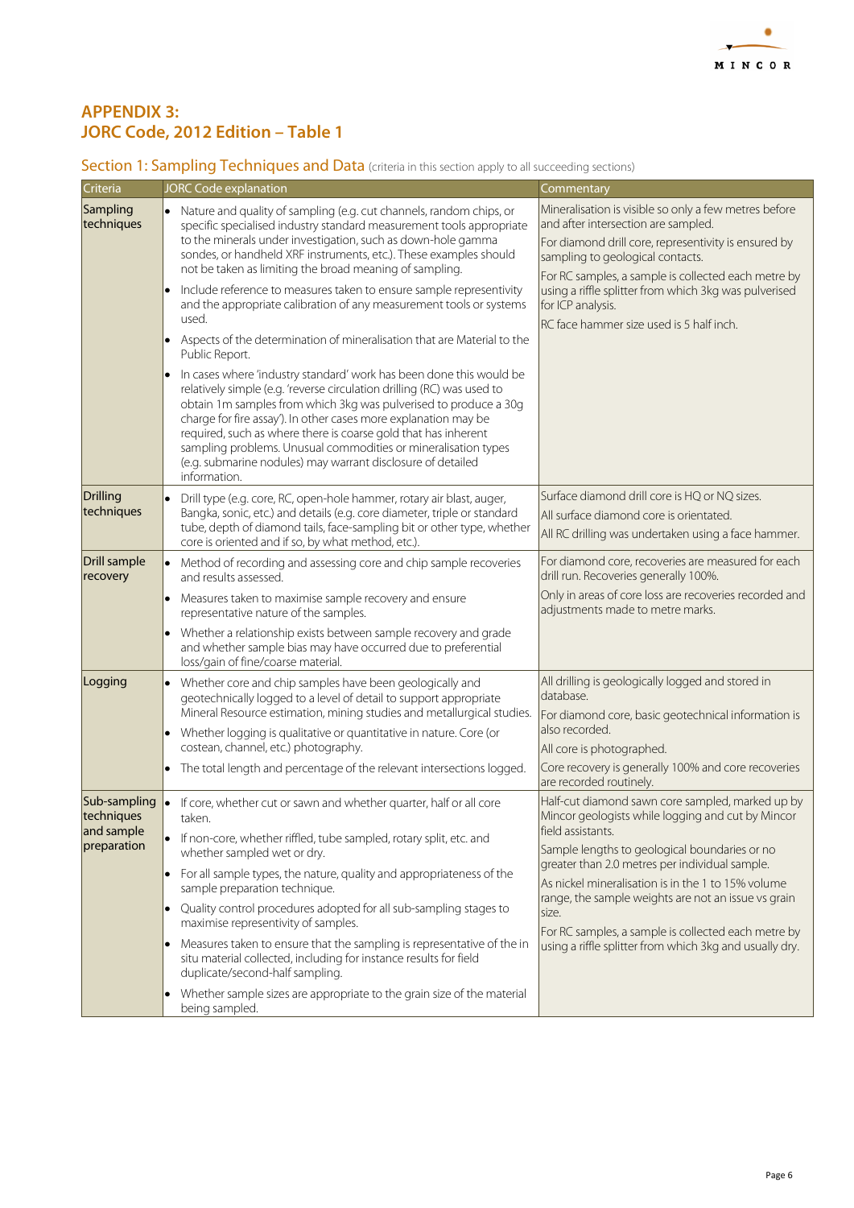## APPENDIX 3:
## JORC Code, 2012 Edition – Table 1

### Section 1: Sampling Techniques and Data (criteria in this section apply to all succeeding sections)

| Criteria | JORC Code explanation | Commentary |
|---|---|---|
| Sampling techniques | • Nature and quality of sampling (e.g. cut channels, random chips, or specific specialised industry standard measurement tools appropriate to the minerals under investigation, such as down-hole gamma sondes, or handheld XRF instruments, etc.). These examples should not be taken as limiting the broad meaning of sampling.<br>• Include reference to measures taken to ensure sample representivity and the appropriate calibration of any measurement tools or systems used.<br>• Aspects of the determination of mineralisation that are Material to the Public Report.<br>• In cases where 'industry standard' work has been done this would be relatively simple (e.g. 'reverse circulation drilling (RC) was used to obtain 1m samples from which 3kg was pulverised to produce a 30g charge for fire assay'). In other cases more explanation may be required, such as where there is coarse gold that has inherent sampling problems. Unusual commodities or mineralisation types (e.g. submarine nodules) may warrant disclosure of detailed information. | Mineralisation is visible so only a few metres before and after intersection are sampled.<br>For diamond drill core, representivity is ensured by sampling to geological contacts.<br>For RC samples, a sample is collected each metre by using a riffle splitter from which 3kg was pulverised for ICP analysis.<br>RC face hammer size used is 5 half inch. |
| Drilling techniques | • Drill type (e.g. core, RC, open-hole hammer, rotary air blast, auger, Bangka, sonic, etc.) and details (e.g. core diameter, triple or standard tube, depth of diamond tails, face-sampling bit or other type, whether core is oriented and if so, by what method, etc.). | Surface diamond drill core is HQ or NQ sizes.<br>All surface diamond core is orientated.<br>All RC drilling was undertaken using a face hammer. |
| Drill sample recovery | • Method of recording and assessing core and chip sample recoveries and results assessed.<br>• Measures taken to maximise sample recovery and ensure representative nature of the samples.<br>• Whether a relationship exists between sample recovery and grade and whether sample bias may have occurred due to preferential loss/gain of fine/coarse material. | For diamond core, recoveries are measured for each drill run. Recoveries generally 100%.<br>Only in areas of core loss are recoveries recorded and adjustments made to metre marks. |
| Logging | • Whether core and chip samples have been geologically and geotechnically logged to a level of detail to support appropriate Mineral Resource estimation, mining studies and metallurgical studies.<br>• Whether logging is qualitative or quantitative in nature. Core (or costean, channel, etc.) photography.<br>• The total length and percentage of the relevant intersections logged. | All drilling is geologically logged and stored in database.<br>For diamond core, basic geotechnical information is also recorded.<br>All core is photographed.<br>Core recovery is generally 100% and core recoveries are recorded routinely. |
| Sub-sampling techniques and sample preparation | • If core, whether cut or sawn and whether quarter, half or all core taken.<br>• If non-core, whether riffled, tube sampled, rotary split, etc. and whether sampled wet or dry.<br>• For all sample types, the nature, quality and appropriateness of the sample preparation technique.<br>• Quality control procedures adopted for all sub-sampling stages to maximise representivity of samples.<br>• Measures taken to ensure that the sampling is representative of the in situ material collected, including for instance results for field duplicate/second-half sampling.<br>• Whether sample sizes are appropriate to the grain size of the material being sampled. | Half-cut diamond sawn core sampled, marked up by Mincor geologists while logging and cut by Mincor field assistants.<br>Sample lengths to geological boundaries or no greater than 2.0 metres per individual sample.<br>As nickel mineralisation is in the 1 to 15% volume range, the sample weights are not an issue vs grain size.<br>For RC samples, a sample is collected each metre by using a riffle splitter from which 3kg and usually dry. |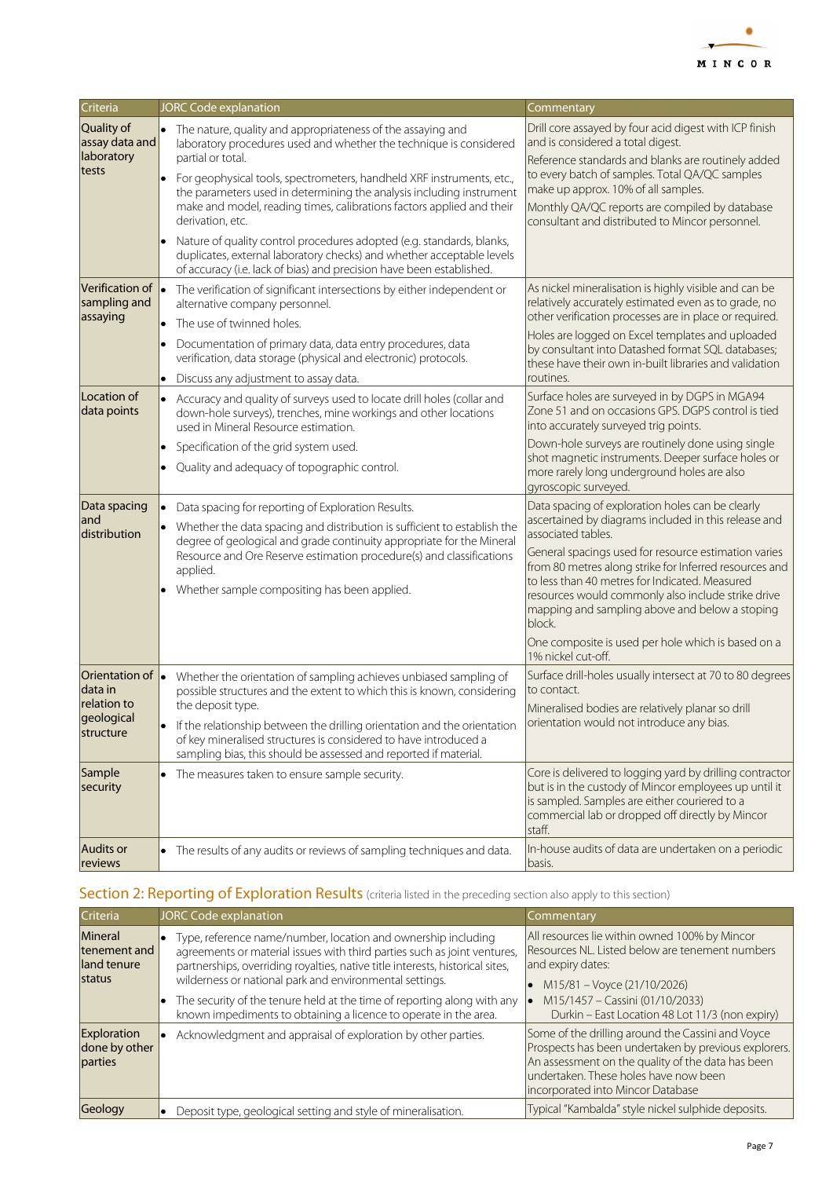| Criteria | JORC Code explanation | Commentary |
|---|---|---|
| Quality of assay data and laboratory tests | • The nature, quality and appropriateness of the assaying and laboratory procedures used and whether the technique is considered partial or total.<br>• For geophysical tools, spectrometers, handheld XRF instruments, etc., the parameters used in determining the analysis including instrument make and model, reading times, calibrations factors applied and their derivation, etc.<br>• Nature of quality control procedures adopted (e.g. standards, blanks, duplicates, external laboratory checks) and whether acceptable levels of accuracy (i.e. lack of bias) and precision have been established. | Drill core assayed by four acid digest with ICP finish and is considered a total digest.<br>Reference standards and blanks are routinely added to every batch of samples. Total QA/QC samples make up approx. 10% of all samples.<br>Monthly QA/QC reports are compiled by database consultant and distributed to Mincor personnel. |
| Verification of sampling and assaying | • The verification of significant intersections by either independent or alternative company personnel.<br>• The use of twinned holes.<br>• Documentation of primary data, data entry procedures, data verification, data storage (physical and electronic) protocols.<br>• Discuss any adjustment to assay data. | As nickel mineralisation is highly visible and can be relatively accurately estimated even as to grade, no other verification processes are in place or required.<br>Holes are logged on Excel templates and uploaded by consultant into Datashed format SQL databases; these have their own in-built libraries and validation routines. |
| Location of data points | • Accuracy and quality of surveys used to locate drill holes (collar and down-hole surveys), trenches, mine workings and other locations used in Mineral Resource estimation.<br>• Specification of the grid system used.<br>• Quality and adequacy of topographic control. | Surface holes are surveyed in by DGPS in MGA94 Zone 51 and on occasions GPS. DGPS control is tied into accurately surveyed trig points.<br>Down-hole surveys are routinely done using single shot magnetic instruments. Deeper surface holes or more rarely long underground holes are also gyroscopic surveyed. |
| Data spacing and distribution | • Data spacing for reporting of Exploration Results.<br>• Whether the data spacing and distribution is sufficient to establish the degree of geological and grade continuity appropriate for the Mineral Resource and Ore Reserve estimation procedure(s) and classifications applied.<br>• Whether sample compositing has been applied. | Data spacing of exploration holes can be clearly ascertained by diagrams included in this release and associated tables.<br>General spacings used for resource estimation varies from 80 metres along strike for Inferred resources and to less than 40 metres for Indicated. Measured resources would commonly also include strike drive mapping and sampling above and below a stoping block.<br>One composite is used per hole which is based on a 1% nickel cut-off. |
| Orientation of data in relation to geological structure | • Whether the orientation of sampling achieves unbiased sampling of possible structures and the extent to which this is known, considering the deposit type.<br>• If the relationship between the drilling orientation and the orientation of key mineralised structures is considered to have introduced a sampling bias, this should be assessed and reported if material. | Surface drill-holes usually intersect at 70 to 80 degrees to contact.<br>Mineralised bodies are relatively planar so drill orientation would not introduce any bias. |
| Sample security | • The measures taken to ensure sample security. | Core is delivered to logging yard by drilling contractor but is in the custody of Mincor employees up until it is sampled. Samples are either couriered to a commercial lab or dropped off directly by Mincor staff. |
| Audits or reviews | • The results of any audits or reviews of sampling techniques and data. | In-house audits of data are undertaken on a periodic basis. |

## Section 2: Reporting of Exploration Results (criteria listed in the preceding section also apply to this section)

| Criteria | JORC Code explanation | Commentary |
|---|---|---|
| Mineral tenement and land tenure status | • Type, reference name/number, location and ownership including agreements or material issues with third parties such as joint ventures, partnerships, overriding royalties, native title interests, historical sites, wilderness or national park and environmental settings.<br>• The security of the tenure held at the time of reporting along with any known impediments to obtaining a licence to operate in the area. | All resources lie within owned 100% by Mincor Resources NL. Listed below are tenement numbers and expiry dates:<br>• M15/81 – Voyce (21/10/2026)<br>• M15/1457 – Cassini (01/10/2033)<br>Durkin – East Location 48 Lot 11/3 (non expiry) |
| Exploration done by other parties | • Acknowledgment and appraisal of exploration by other parties. | Some of the drilling around the Cassini and Voyce Prospects has been undertaken by previous explorers. An assessment on the quality of the data has been undertaken. These holes have now been incorporated into Mincor Database |
| Geology | • Deposit type, geological setting and style of mineralisation. | Typical "Kambalda" style nickel sulphide deposits. |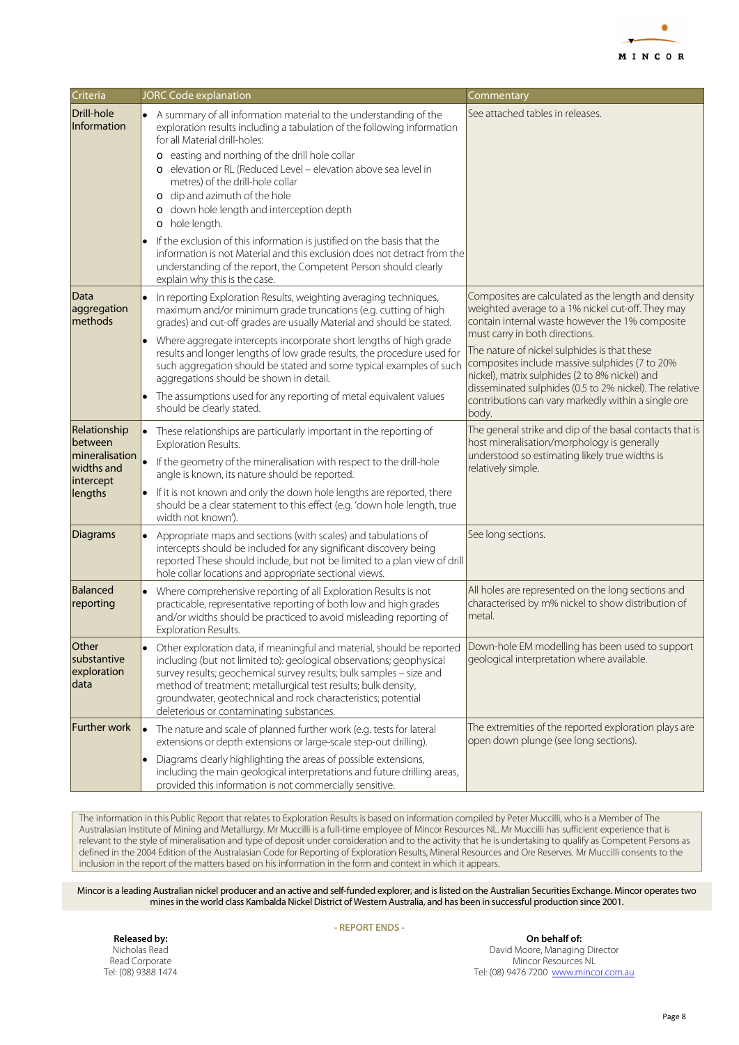| Criteria | JORC Code explanation | Commentary |
|---|---|---|
| Drill-hole Information | • A summary of all information material to the understanding of the exploration results including a tabulation of the following information for all Material drill-holes:<br>o easting and northing of the drill hole collar<br>o elevation or RL (Reduced Level – elevation above sea level in metres) of the drill-hole collar<br>o dip and azimuth of the hole<br>o down hole length and interception depth<br>o hole length.<br>• If the exclusion of this information is justified on the basis that the information is not Material and this exclusion does not detract from the understanding of the report, the Competent Person should clearly explain why this is the case. | See attached tables in releases. |
| Data aggregation methods | • In reporting Exploration Results, weighting averaging techniques, maximum and/or minimum grade truncations (e.g. cutting of high grades) and cut-off grades are usually Material and should be stated.<br>• Where aggregate intercepts incorporate short lengths of high grade results and longer lengths of low grade results, the procedure used for such aggregation should be stated and some typical examples of such aggregations should be shown in detail.<br>• The assumptions used for any reporting of metal equivalent values should be clearly stated. | Composites are calculated as the length and density weighted average to a 1% nickel cut-off. They may contain internal waste however the 1% composite must carry in both directions.<br>The nature of nickel sulphides is that these composites include massive sulphides (7 to 20% nickel), matrix sulphides (2 to 8% nickel) and disseminated sulphides (0.5 to 2% nickel). The relative contributions can vary markedly within a single ore body. |
| Relationship between mineralisation widths and intercept lengths | • These relationships are particularly important in the reporting of Exploration Results.<br>• If the geometry of the mineralisation with respect to the drill-hole angle is known, its nature should be reported.<br>• If it is not known and only the down hole lengths are reported, there should be a clear statement to this effect (e.g. 'down hole length, true width not known'). | The general strike and dip of the basal contacts that is host mineralisation/morphology is generally understood so estimating likely true widths is relatively simple. |
| Diagrams | • Appropriate maps and sections (with scales) and tabulations of intercepts should be included for any significant discovery being reported These should include, but not be limited to a plan view of drill hole collar locations and appropriate sectional views. | See long sections. |
| Balanced reporting | • Where comprehensive reporting of all Exploration Results is not practicable, representative reporting of both low and high grades and/or widths should be practiced to avoid misleading reporting of Exploration Results. | All holes are represented on the long sections and characterised by m% nickel to show distribution of metal. |
| Other substantive exploration data | • Other exploration data, if meaningful and material, should be reported including (but not limited to): geological observations; geophysical survey results; geochemical survey results; bulk samples – size and method of treatment; metallurgical test results; bulk density, groundwater, geotechnical and rock characteristics; potential deleterious or contaminating substances. | Down-hole EM modelling has been used to support geological interpretation where available. |
| Further work | • The nature and scale of planned further work (e.g. tests for lateral extensions or depth extensions or large-scale step-out drilling).<br>• Diagrams clearly highlighting the areas of possible extensions, including the main geological interpretations and future drilling areas, provided this information is not commercially sensitive. | The extremities of the reported exploration plays are open down plunge (see long sections). |

The information in this Public Report that relates to Exploration Results is based on information compiled by Peter Muccilli, who is a Member of The Australasian Institute of Mining and Metallurgy. Mr Muccilli is a full-time employee of Mincor Resources NL. Mr Muccilli has sufficient experience that is relevant to the style of mineralisation and type of deposit under consideration and to the activity that he is undertaking to qualify as Competent Persons as defined in the 2004 Edition of the Australasian Code for Reporting of Exploration Results, Mineral Resources and Ore Reserves. Mr Muccilli consents to the inclusion in the report of the matters based on his information in the form and context in which it appears.

Mincor is a leading Australian nickel producer and an active and self-funded explorer, and is listed on the Australian Securities Exchange. Mincor operates two mines in the world class Kambalda Nickel District of Western Australia, and has been in successful production since 2001.

- REPORT ENDS -

**Released by:**
Nicholas Read
Read Corporate
Tel: (08) 9388 1474

**On behalf of:**
David Moore, Managing Director
Mincor Resources NL
Tel: (08) 9476 7200 www.mincor.com.au